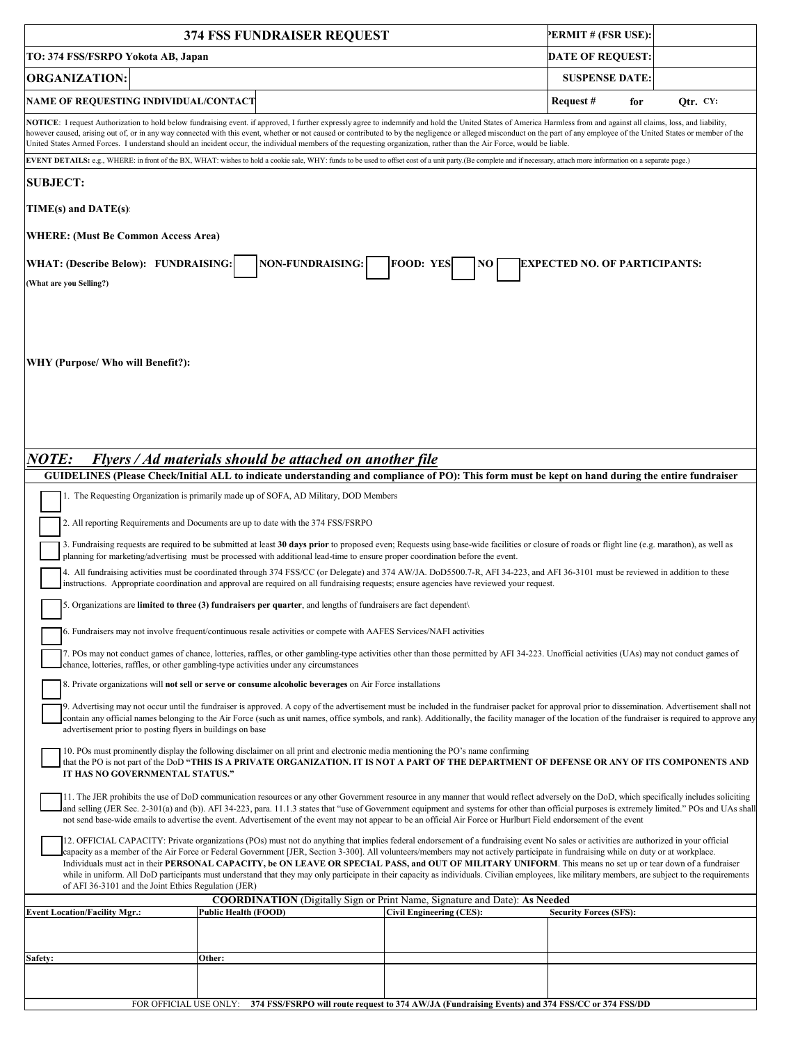# 374 FSS FUNDRAISER REQUEST

| | | | |
|---|---|---|---|
| **374 FSS FUNDRAISER REQUEST** | | **PERMIT # (FSR USE):** | |
| **TO: 374 FSS/FSRPO Yokota AB, Japan** | | **DATE OF REQUEST:** | |
| **ORGANIZATION:** | | **SUSPENSE DATE:** | |
| **NAME OF REQUESTING INDIVIDUAL/CONTACT** | | **Request # for Qtr. CY:** | |

**NOTICE**: I request Authorization to hold below fundraising event. if approved, I further expressly agree to indemnify and hold the United States of America Harmless from and against all claims, loss, and liability, however caused, arising out of, or in any way connected with this event, whether or not caused or contributed to by the negligence or alleged misconduct on the part of any employee of the United States or member of the United States Armed Forces. I understand should an incident occur, the individual members of the requesting organization, rather than the Air Force, would be liable.

**EVENT DETAILS:** e.g., WHERE: in front of the BX, WHAT: wishes to hold a cookie sale, WHY: funds to be used to offset cost of a unit party.(Be complete and if necessary, attach more information on a separate page.)

**SUBJECT:**

**TIME(s) and DATE(s)**:

**WHERE: (Must Be Common Access Area)**

**WHAT: (Describe Below): FUNDRAISING:** ☐ **NON-FUNDRAISING:** ☐ **FOOD: YES** ☐ **NO** ☐ **EXPECTED NO. OF PARTICIPANTS:**

**(What are you Selling?)**

**WHY (Purpose/ Who will Benefit?):**

***NOTE: Flyers / Ad materials should be attached on another file***

**GUIDELINES (Please Check/Initial ALL to indicate understanding and compliance of PO): This form must be kept on hand during the entire fundraiser**

☐ 1. The Requesting Organization is primarily made up of SOFA, AD Military, DOD Members

☐ 2. All reporting Requirements and Documents are up to date with the 374 FSS/FSRPO

☐ 3. Fundraising requests are required to be submitted at least **30 days prior** to proposed even; Requests using base-wide facilities or closure of roads or flight line (e.g. marathon), as well as planning for marketing/advertising must be processed with additional lead-time to ensure proper coordination before the event.

☐ 4. All fundraising activities must be coordinated through 374 FSS/CC (or Delegate) and 374 AW/JA. DoD5500.7-R, AFI 34-223, and AFI 36-3101 must be reviewed in addition to these instructions. Appropriate coordination and approval are required on all fundraising requests; ensure agencies have reviewed your request.

☐ 5. Organizations are **limited to three (3) fundraisers per quarter**, and lengths of fundraisers are fact dependent\

☐ 6. Fundraisers may not involve frequent/continuous resale activities or compete with AAFES Services/NAFI activities

☐ 7. POs may not conduct games of chance, lotteries, raffles, or other gambling-type activities other than those permitted by AFI 34-223. Unofficial activities (UAs) may not conduct games of chance, lotteries, raffles, or other gambling-type activities under any circumstances

☐ 8. Private organizations will **not sell or serve or consume alcoholic beverages** on Air Force installations

☐ 9. Advertising may not occur until the fundraiser is approved. A copy of the advertisement must be included in the fundraiser packet for approval prior to dissemination. Advertisement shall not contain any official names belonging to the Air Force (such as unit names, office symbols, and rank). Additionally, the facility manager of the location of the fundraiser is required to approve any advertisement prior to posting flyers in buildings on base

☐ 10. POs must prominently display the following disclaimer on all print and electronic media mentioning the PO's name confirming that the PO is not part of the DoD **"THIS IS A PRIVATE ORGANIZATION. IT IS NOT A PART OF THE DEPARTMENT OF DEFENSE OR ANY OF ITS COMPONENTS AND IT HAS NO GOVERNMENTAL STATUS."**

☐ 11. The JER prohibits the use of DoD communication resources or any other Government resource in any manner that would reflect adversely on the DoD, which specifically includes soliciting and selling (JER Sec. 2-301(a) and (b)). AFI 34-223, para. 11.1.3 states that "use of Government equipment and systems for other than official purposes is extremely limited." POs and UAs shall not send base-wide emails to advertise the event. Advertisement of the event may not appear to be an official Air Force or Hurlburt Field endorsement of the event

☐ 12. OFFICIAL CAPACITY: Private organizations (POs) must not do anything that implies federal endorsement of a fundraising event No sales or activities are authorized in your official capacity as a member of the Air Force or Federal Government [JER, Section 3-300]. All volunteers/members may not actively participate in fundraising while on duty or at workplace. Individuals must act in their **PERSONAL CAPACITY, be ON LEAVE OR SPECIAL PASS, and OUT OF MILITARY UNIFORM**. This means no set up or tear down of a fundraiser while in uniform. All DoD participants must understand that they may only participate in their capacity as individuals. Civilian employees, like military members, are subject to the requirements of AFI 36-3101 and the Joint Ethics Regulation (JER)

**COORDINATION** (Digitally Sign or Print Name, Signature and Date): **As Needed**

| **Event Location/Facility Mgr.:** | **Public Health (FOOD)** | **Civil Engineering (CES):** | **Security Forces (SFS):** |
|---|---|---|---|
| | | | |
| **Safety:** | **Other:** | | |
| | | | |

FOR OFFICIAL USE ONLY: **374 FSS/FSRPO will route request to 374 AW/JA (Fundraising Events) and 374 FSS/CC or 374 FSS/DD**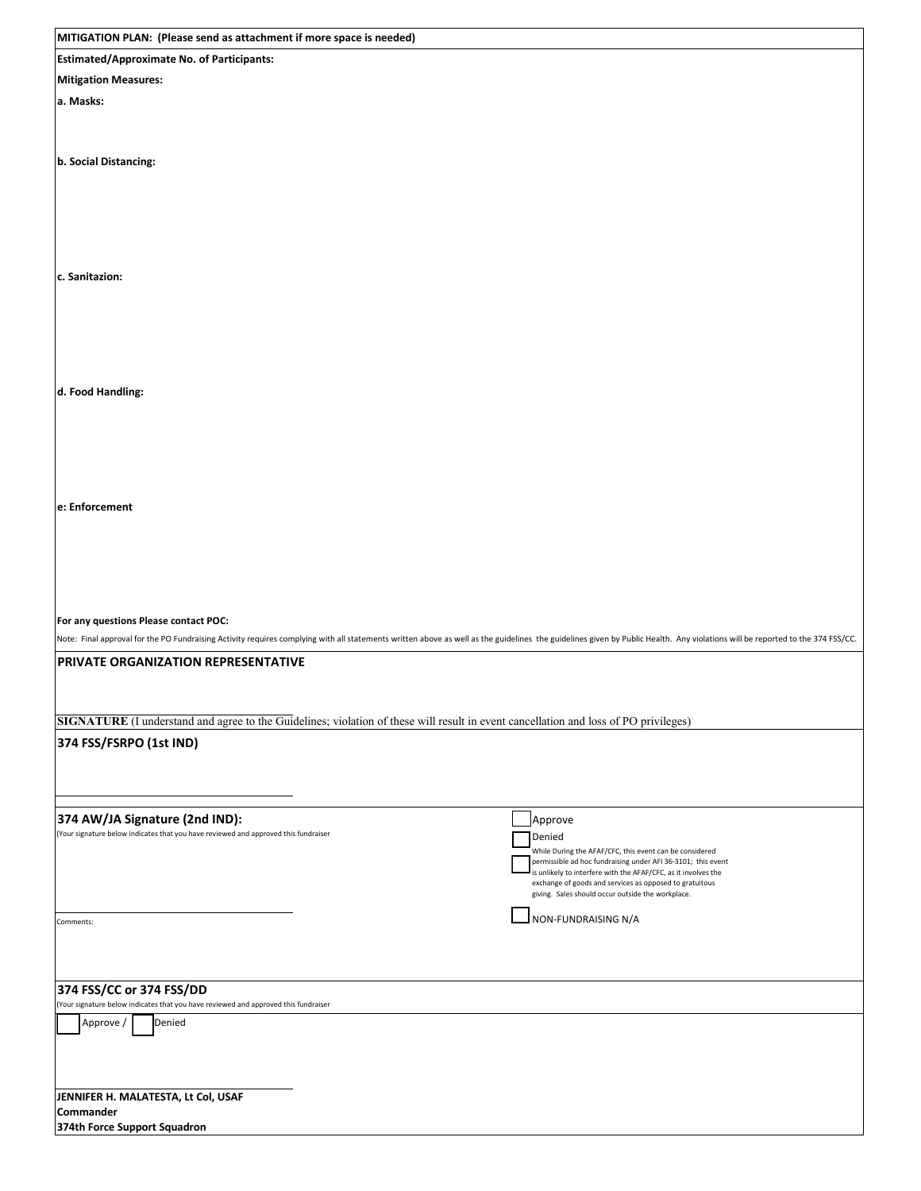**MITIGATION PLAN: (Please send as attachment if more space is needed)**

**Estimated/Approximate No. of Participants:**

**Mitigation Measures:**

**a. Masks:**

**b. Social Distancing:**

**c. Sanitazion:**

**d. Food Handling:**

**e: Enforcement**

**For any questions Please contact POC:**

Note: Final approval for the PO Fundraising Activity requires complying with all statements written above as well as the guidelines the guidelines given by Public Health. Any violations will be reported to the 374 FSS/CC.

## PRIVATE ORGANIZATION REPRESENTATIVE

**SIGNATURE** (I understand and agree to the Guidelines; violation of these will result in event cancellation and loss of PO privileges)

## 374 FSS/FSRPO (1st IND)

## 374 AW/JA Signature (2nd IND):

(Your signature below indicates that you have reviewed and approved this fundraiser)

☐ Approve

☐ Denied

☐ While During the AFAF/CFC, this event can be considered permissible ad hoc fundraising under AFI 36-3101; this event is unlikely to interfere with the AFAF/CFC, as it involves the exchange of goods and services as opposed to gratuitous giving. Sales should occur outside the workplace.

☐ NON-FUNDRAISING N/A

Comments:

## 374 FSS/CC or 374 FSS/DD

(Your signature below indicates that you have reviewed and approved this fundraiser)

☐ Approve / ☐ Denied

**JENNIFER H. MALATESTA, Lt Col, USAF**
**Commander**
**374th Force Support Squadron**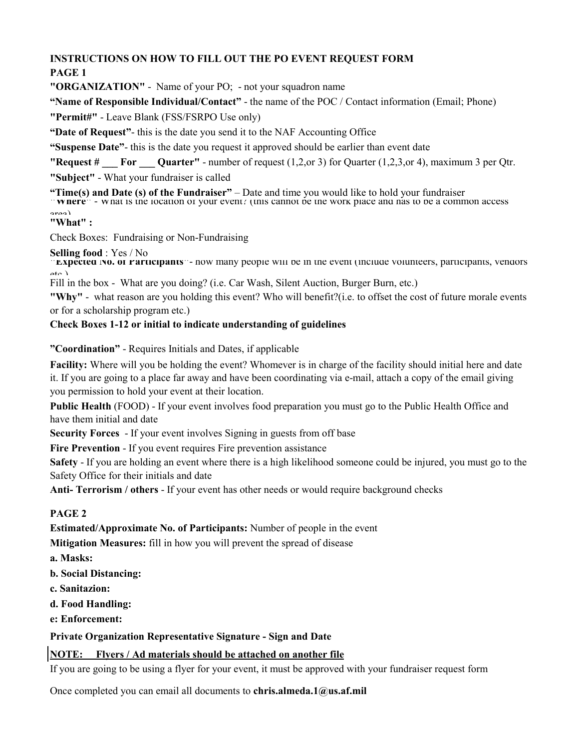**INSTRUCTIONS ON HOW TO FILL OUT THE PO EVENT REQUEST FORM**

**PAGE 1**

**"ORGANIZATION"** - Name of your PO; - not your squadron name

**"Name of Responsible Individual/Contact"** - the name of the POC / Contact information (Email; Phone)

**"Permit#"** - Leave Blank (FSS/FSRPO Use only)

**"Date of Request"**- this is the date you send it to the NAF Accounting Office

**"Suspense Date"**- this is the date you request it approved should be earlier than event date

**"Request # ___ For ___ Quarter"** - number of request (1,2,or 3) for Quarter (1,2,3,or 4), maximum 3 per Qtr.

**"Subject"** - What your fundraiser is called

**"Time(s) and Date (s) of the Fundraiser"** – Date and time you would like to hold your fundraiser

**"Where"** - What is the location of your event? (this cannot be the work place and has to be a common access area)

**"What" :**

Check Boxes: Fundraising or Non-Fundraising

**Selling food** : Yes / No

**"Expected No. of Participants"**- how many people will be in the event (include volunteers, participants, vendors etc.)

Fill in the box - What are you doing? (i.e. Car Wash, Silent Auction, Burger Burn, etc.)

**"Why"** - what reason are you holding this event? Who will benefit?(i.e. to offset the cost of future morale events or for a scholarship program etc.)

**Check Boxes 1-12 or initial to indicate understanding of guidelines**

**"Coordination"** - Requires Initials and Dates, if applicable

**Facility:** Where will you be holding the event? Whomever is in charge of the facility should initial here and date it. If you are going to a place far away and have been coordinating via e-mail, attach a copy of the email giving you permission to hold your event at their location.

**Public Health** (FOOD) - If your event involves food preparation you must go to the Public Health Office and have them initial and date

**Security Forces** - If your event involves Signing in guests from off base

**Fire Prevention** - If you event requires Fire prevention assistance

**Safety** - If you are holding an event where there is a high likelihood someone could be injured, you must go to the Safety Office for their initials and date

**Anti- Terrorism / others** - If your event has other needs or would require background checks

**PAGE 2**

**Estimated/Approximate No. of Participants:** Number of people in the event

**Mitigation Measures:** fill in how you will prevent the spread of disease

**a. Masks:**

**b. Social Distancing:**

**c. Sanitazion:**

**d. Food Handling:**

**e: Enforcement:**

**Private Organization Representative Signature - Sign and Date**

**NOTE: Flyers / Ad materials should be attached on another file**

If you are going to be using a flyer for your event, it must be approved with your fundraiser request form

Once completed you can email all documents to **chris.almeda.1@us.af.mil**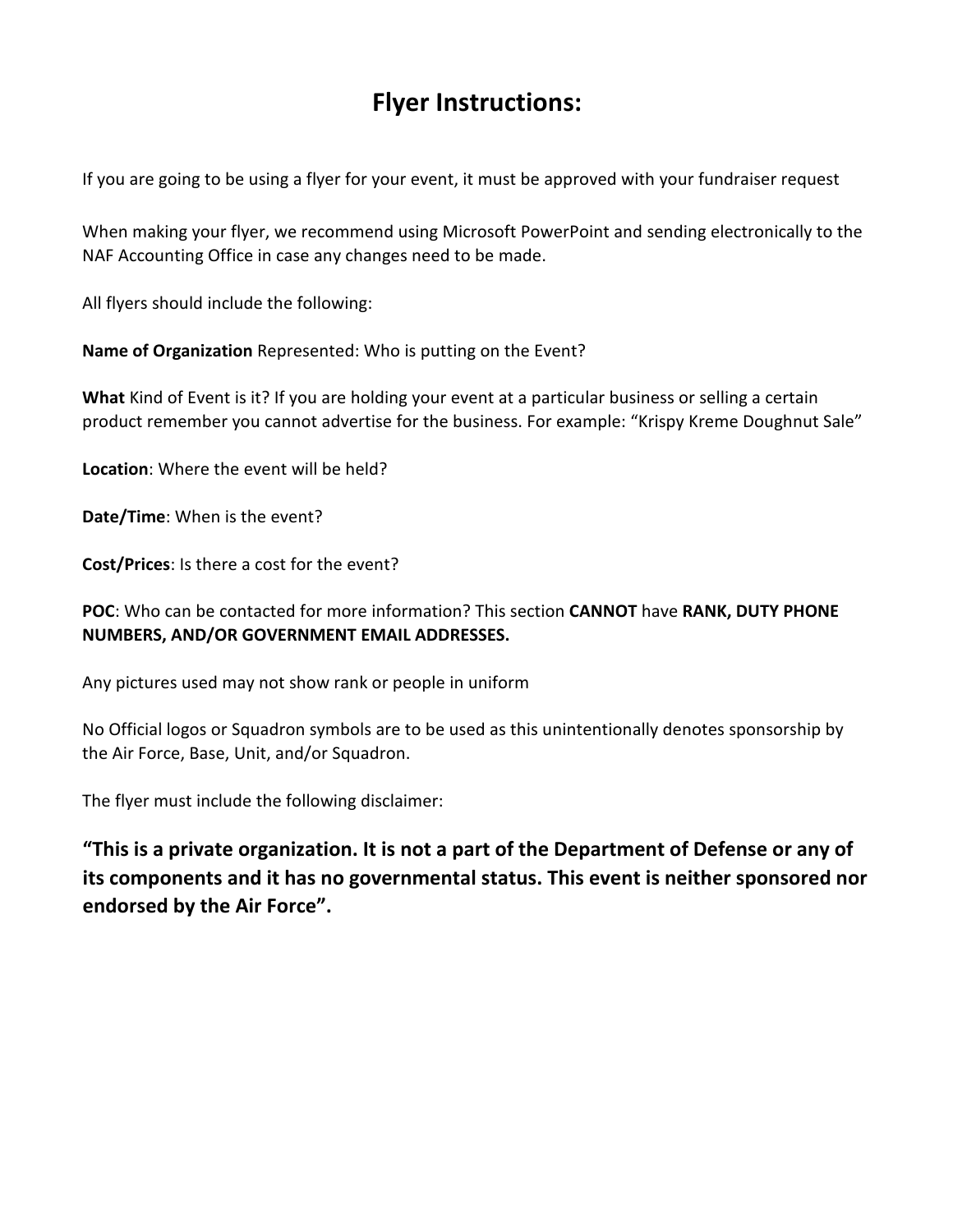# Flyer Instructions:

If you are going to be using a flyer for your event, it must be approved with your fundraiser request

When making your flyer, we recommend using Microsoft PowerPoint and sending electronically to the NAF Accounting Office in case any changes need to be made.

All flyers should include the following:

**Name of Organization** Represented: Who is putting on the Event?

**What** Kind of Event is it? If you are holding your event at a particular business or selling a certain product remember you cannot advertise for the business. For example: "Krispy Kreme Doughnut Sale"

**Location**: Where the event will be held?

**Date/Time**: When is the event?

**Cost/Prices**: Is there a cost for the event?

**POC**: Who can be contacted for more information? This section **CANNOT** have **RANK, DUTY PHONE NUMBERS, AND/OR GOVERNMENT EMAIL ADDRESSES.**

Any pictures used may not show rank or people in uniform

No Official logos or Squadron symbols are to be used as this unintentionally denotes sponsorship by the Air Force, Base, Unit, and/or Squadron.

The flyer must include the following disclaimer:

**"This is a private organization. It is not a part of the Department of Defense or any of its components and it has no governmental status. This event is neither sponsored nor endorsed by the Air Force".**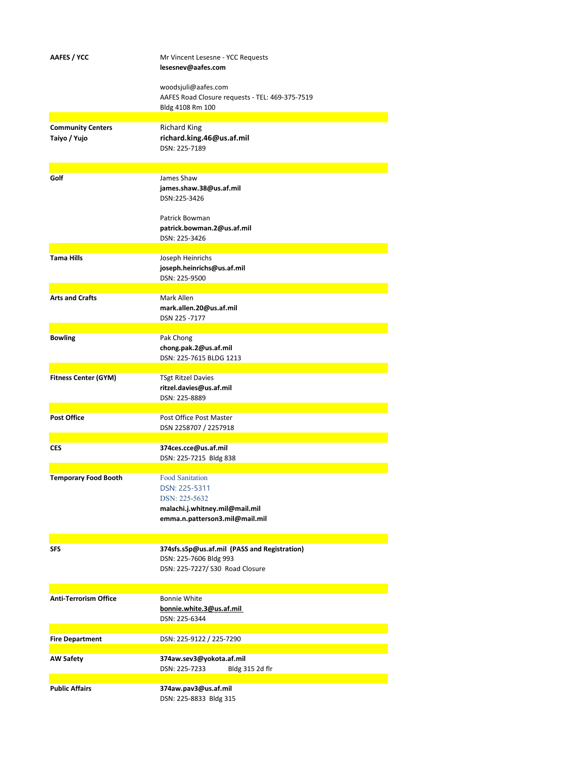| | |
|---|---|
| **AAFES / YCC** | Mr Vincent Lesesne - YCC Requests<br>**lesesnev@aafes.com**<br><br>woodsjuli@aafes.com<br>AAFES Road Closure requests - TEL: 469-375-7519<br>Bldg 4108 Rm 100 |
| | |
| **Community Centers**<br>**Taiyo / Yujo** | Richard King<br>**richard.king.46@us.af.mil**<br>DSN: 225-7189 |
| | |
| **Golf** | James Shaw<br>**james.shaw.38@us.af.mil**<br>DSN:225-3426<br><br>Patrick Bowman<br>**patrick.bowman.2@us.af.mil**<br>DSN: 225-3426 |
| | |
| **Tama Hills** | Joseph Heinrichs<br>**joseph.heinrichs@us.af.mil**<br>DSN: 225-9500 |
| | |
| **Arts and Crafts** | Mark Allen<br>**mark.allen.20@us.af.mil**<br>DSN 225 -7177 |
| | |
| **Bowling** | Pak Chong<br>**chong.pak.2@us.af.mil**<br>DSN: 225-7615 BLDG 1213 |
| | |
| **Fitness Center (GYM)** | TSgt Ritzel Davies<br>**ritzel.davies@us.af.mil**<br>DSN: 225-8889 |
| | |
| **Post Office** | Post Office Post Master<br>DSN 2258707 / 2257918 |
| | |
| **CES** | **374ces.cce@us.af.mil**<br>DSN: 225-7215 Bldg 838 |
| | |
| **Temporary Food Booth** | Food Sanitation<br>DSN: 225-5311<br>DSN: 225-5632<br>**malachi.j.whitney.mil@mail.mil**<br>**emma.n.patterson3.mil@mail.mil** |
| | |
| **SFS** | **374sfs.s5p@us.af.mil (PASS and Registration)**<br>DSN: 225-7606 Bldg 993<br>DSN: 225-7227/ S30 Road Closure |
| | |
| **Anti-Terrorism Office** | Bonnie White<br>**bonnie.white.3@us.af.mil**<br>DSN: 225-6344 |
| | |
| **Fire Department** | DSN: 225-9122 / 225-7290 |
| | |
| **AW Safety** | **374aw.sev3@yokota.af.mil**<br>DSN: 225-7233 Bldg 315 2d flr |
| | |
| **Public Affairs** | **374aw.pav3@us.af.mil**<br>DSN: 225-8833 Bldg 315 |